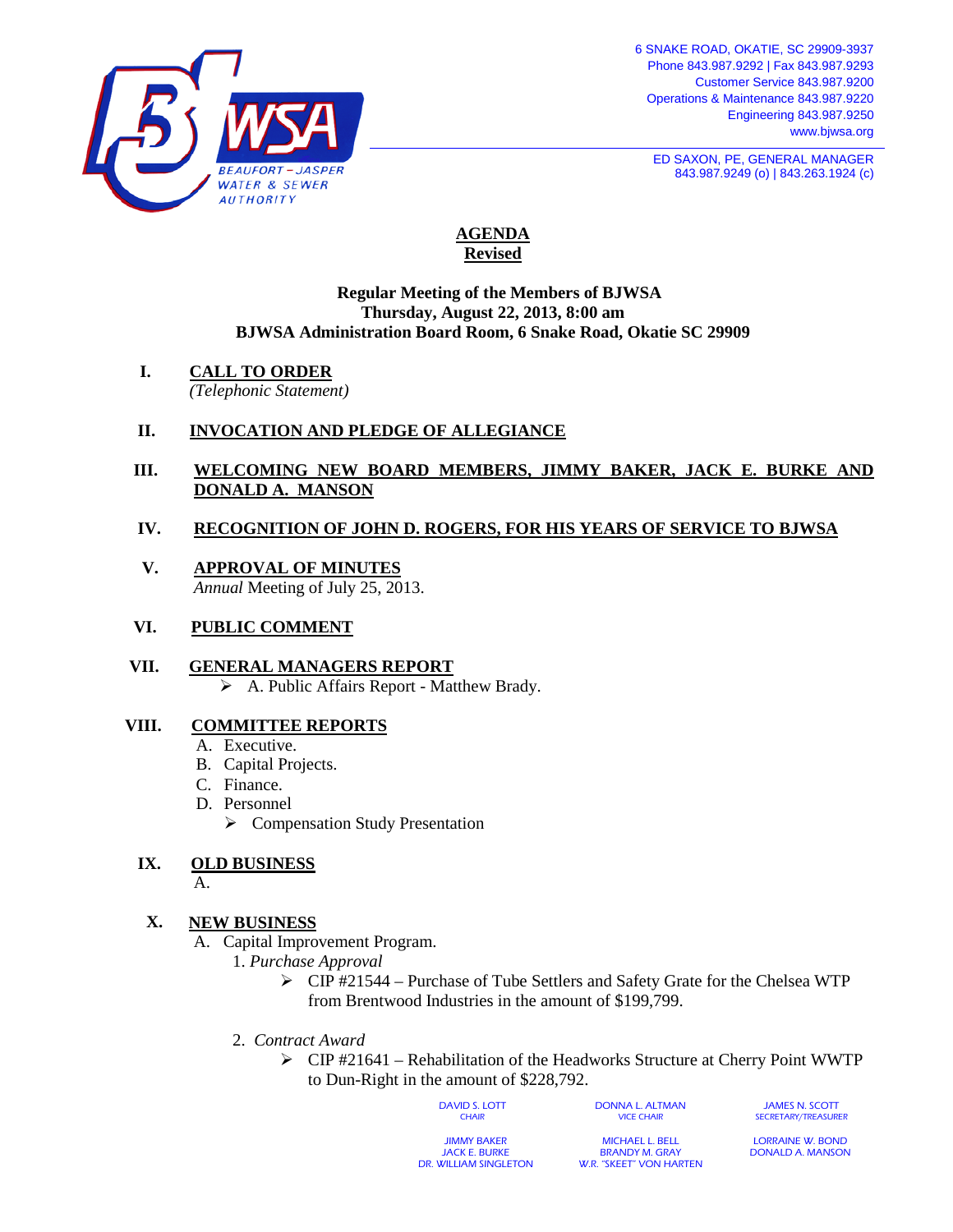BJWSA
BEAUFORT – JASPER WATER & SEWER AUTHORITY

6 SNAKE ROAD, OKATIE, SC 29909-3937
Phone 843.987.9292 | Fax 843.987.9293
Customer Service 843.987.9200
Operations & Maintenance 843.987.9220
Engineering 843.987.9250
www.bjwsa.org

ED SAXON, PE, GENERAL MANAGER
843.987.9249 (o) | 843.263.1924 (c)

# AGENDA
## Revised

**Regular Meeting of the Members of BJWSA**
**Thursday, August 22, 2013, 8:00 am**
**BJWSA Administration Board Room, 6 Snake Road, Okatie SC 29909**

**I. CALL TO ORDER**
*(Telephonic Statement)*

**II. INVOCATION AND PLEDGE OF ALLEGIANCE**

**III. WELCOMING NEW BOARD MEMBERS, JIMMY BAKER, JACK E. BURKE AND DONALD A. MANSON**

**IV. RECOGNITION OF JOHN D. ROGERS, FOR HIS YEARS OF SERVICE TO BJWSA**

**V. APPROVAL OF MINUTES**
*Annual* Meeting of July 25, 2013.

**VI. PUBLIC COMMENT**

**VII. GENERAL MANAGERS REPORT**
- A. Public Affairs Report - Matthew Brady.

**VIII. COMMITTEE REPORTS**
- A. Executive.
- B. Capital Projects.
- C. Finance.
- D. Personnel
  - Compensation Study Presentation

**IX. OLD BUSINESS**
A.

**X. NEW BUSINESS**
- A. Capital Improvement Program.
  1. *Purchase Approval*
     - CIP #21544 – Purchase of Tube Settlers and Safety Grate for the Chelsea WTP from Brentwood Industries in the amount of $199,799.
  2. *Contract Award*
     - CIP #21641 – Rehabilitation of the Headworks Structure at Cherry Point WWTP to Dun-Right in the amount of $228,792.

DAVID S. LOTT, CHAIR | DONNA L. ALTMAN, VICE CHAIR | JAMES N. SCOTT, SECRETARY/TREASURER
JIMMY BAKER | MICHAEL L. BELL | LORRAINE W. BOND
JACK E. BURKE | BRANDY M. GRAY | DONALD A. MANSON
DR. WILLIAM SINGLETON | W.R. "SKEET" VON HARTEN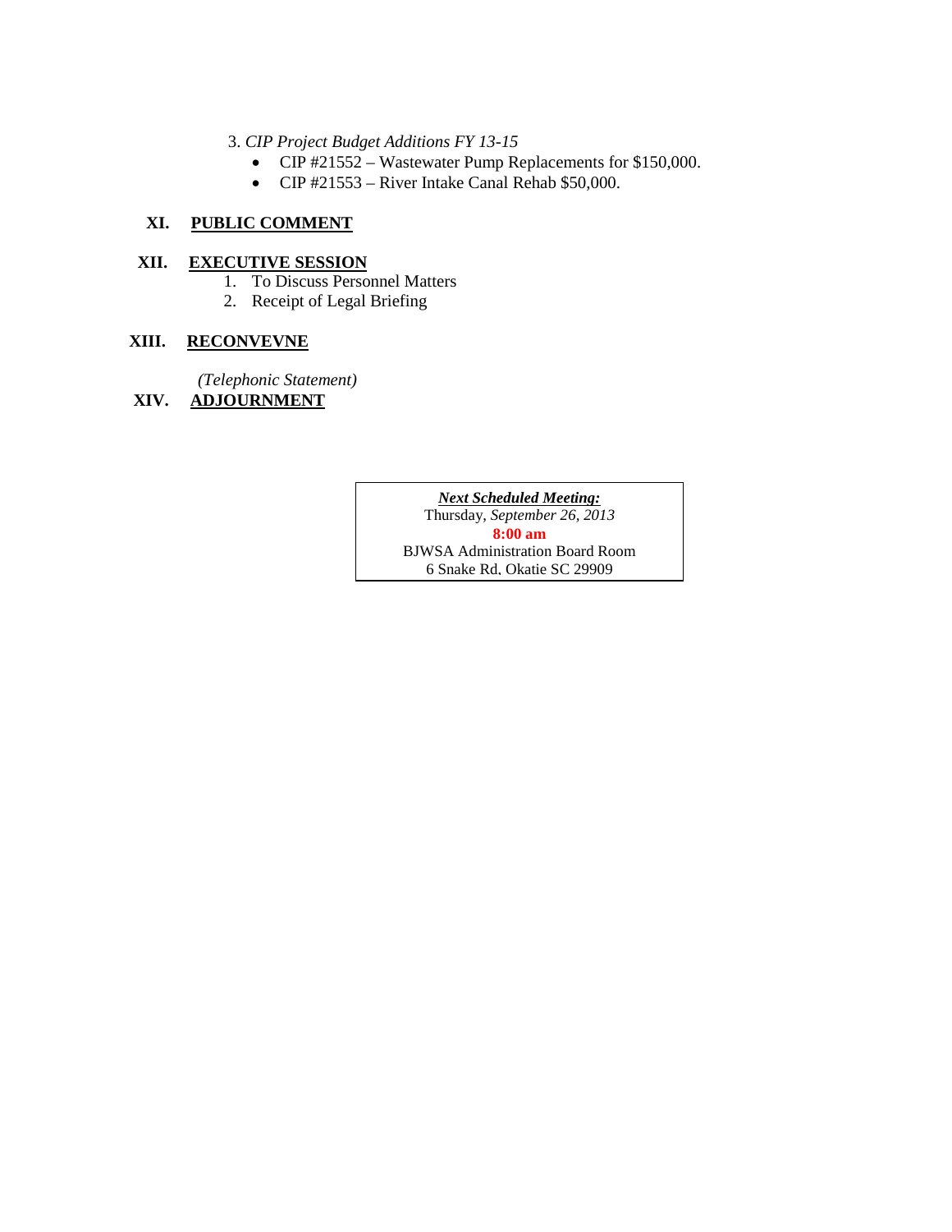3. *CIP Project Budget Additions FY 13-15*
    - CIP #21552 – Wastewater Pump Replacements for $150,000.
    - CIP #21553 – River Intake Canal Rehab $50,000.

**XI. <u>PUBLIC COMMENT</u>**

**XII. <u>EXECUTIVE SESSION</u>**

1. To Discuss Personnel Matters
2. Receipt of Legal Briefing

**XIII. <u>RECONVEVNE</u>**

*(Telephonic Statement)*

**XIV. <u>ADJOURNMENT</u>**

| |
|---|
| ***<u>Next Scheduled Meeting:</u>*** |
| Thursday, *September 26, 2013* |
| **8:00 am** |
| BJWSA Administration Board Room |
| 6 Snake Rd, Okatie SC 29909 |